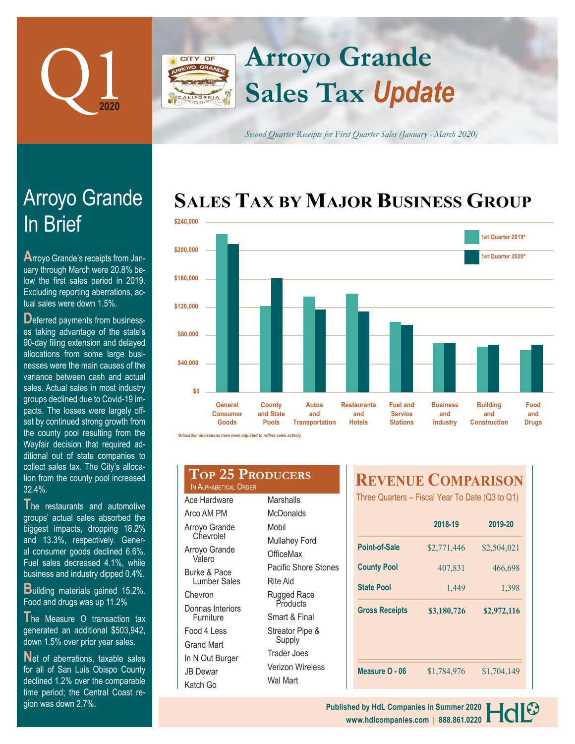# Q1 2020

# Arroyo Grande Sales Tax *Update*

*Second Quarter Receipts for First Quarter Sales (January - March 2020)*

## Arroyo Grande In Brief

Arroyo Grande's receipts from January through March were 20.8% below the first sales period in 2019. Excluding reporting aberrations, actual sales were down 1.5%.

Deferred payments from businesses taking advantage of the state's 90-day filing extension and delayed allocations from some large businesses were the main causes of the variance between cash and actual sales. Actual sales in most industry groups declined due to Covid-19 impacts. The losses were largely offset by continued strong growth from the county pool resulting from the Wayfair decision that required additional out of state companies to collect sales tax. The City's allocation from the county pool increased 32.4%.

The restaurants and automotive groups' actual sales absorbed the biggest impacts, dropping 18.2% and 13.3%, respectively. General consumer goods declined 6.6%. Fuel sales decreased 4.1%, while business and industry dipped 0.4%.

Building materials gained 15.2%. Food and drugs was up 11.2%

The Measure O transaction tax generated an additional $503,942, down 1.5% over prior year sales.

Net of aberrations, taxable sales for all of San Luis Obispo County declined 1.2% over the comparable time period; the Central Coast region was down 2.7%.

## Sales Tax by Major Business Group

Legend: 1st Quarter 2019*, 1st Quarter 2020*

Categories: General Consumer Goods; County and State Pools; Autos and Transportation; Restaurants and Hotels; Fuel and Service Stations; Business and Industry; Building and Construction; Food and Drugs

*\*Allocation aberrations have been adjusted to reflect sales activity*

## Top 25 Producers

In Alphabetical Order

| | |
|---|---|
| Ace Hardware | Marshalls |
| Arco AM PM | McDonalds |
| Arroyo Grande Chevrolet | Mobil |
| Arroyo Grande Valero | Mullahey Ford |
| Burke & Pace Lumber Sales | OfficeMax |
| Chevron | Pacific Shore Stones |
| Donnas Interiors Furniture | Rite Aid |
| Food 4 Less | Rugged Race Products |
| Grand Mart | Smart & Final |
| In N Out Burger | Streator Pipe & Supply |
| JB Dewar | Trader Joes |
| Katch Go | Verizon Wireless |
| | Wal Mart |

## Revenue Comparison

Three Quarters – Fiscal Year To Date (Q3 to Q1)

| | 2018-19 | 2019-20 |
|---|---|---|
| **Point-of-Sale** | $2,771,446 | $2,504,021 |
| **County Pool** | 407,831 | 466,698 |
| **State Pool** | 1,449 | 1,398 |
| **Gross Receipts** | **$3,180,726** | **$2,972,116** |
| **Measure O - 06** | $1,784,976 | $1,704,149 |

Published by HdL Companies in Summer 2020
www.hdlcompanies.com | 888.861.0220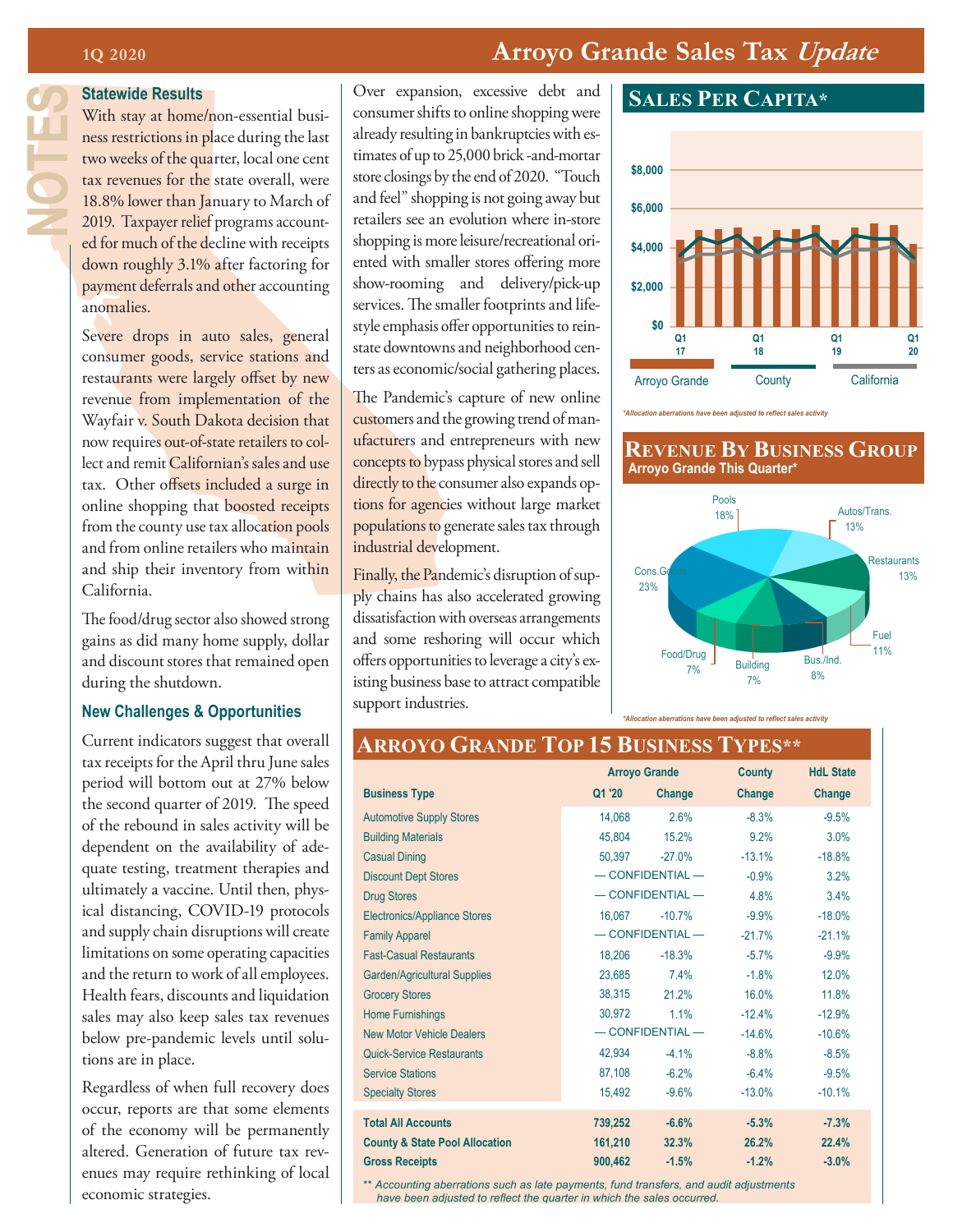# Arroyo Grande Sales Tax *Update*

1Q 2020

NOTES

### Statewide Results

With stay at home/non-essential business restrictions in place during the last two weeks of the quarter, local one cent tax revenues for the state overall, were 18.8% lower than January to March of 2019. Taxpayer relief programs accounted for much of the decline with receipts down roughly 3.1% after factoring for payment deferrals and other accounting anomalies.

Severe drops in auto sales, general consumer goods, service stations and restaurants were largely offset by new revenue from implementation of the Wayfair v. South Dakota decision that now requires out-of-state retailers to collect and remit Californian's sales and use tax. Other offsets included a surge in online shopping that boosted receipts from the county use tax allocation pools and from online retailers who maintain and ship their inventory from within California.

The food/drug sector also showed strong gains as did many home supply, dollar and discount stores that remained open during the shutdown.

### New Challenges & Opportunities

Current indicators suggest that overall tax receipts for the April thru June sales period will bottom out at 27% below the second quarter of 2019. The speed of the rebound in sales activity will be dependent on the availability of adequate testing, treatment therapies and ultimately a vaccine. Until then, physical distancing, COVID-19 protocols and supply chain disruptions will create limitations on some operating capacities and the return to work of all employees. Health fears, discounts and liquidation sales may also keep sales tax revenues below pre-pandemic levels until solutions are in place.

Regardless of when full recovery does occur, reports are that some elements of the economy will be permanently altered. Generation of future tax revenues may require rethinking of local economic strategies.

Over expansion, excessive debt and consumer shifts to online shopping were already resulting in bankruptcies with estimates of up to 25,000 brick -and-mortar store closings by the end of 2020. "Touch and feel" shopping is not going away but retailers see an evolution where in-store shopping is more leisure/recreational oriented with smaller stores offering more show-rooming and delivery/pick-up services. The smaller footprints and lifestyle emphasis offer opportunities to reinstate downtowns and neighborhood centers as economic/social gathering places.

The Pandemic's capture of new online customers and the growing trend of manufacturers and entrepreneurs with new concepts to bypass physical stores and sell directly to the consumer also expands options for agencies without large market populations to generate sales tax through industrial development.

Finally, the Pandemic's disruption of supply chains has also accelerated growing dissatisfaction with overseas arrangements and some reshoring will occur which offers opportunities to leverage a city's existing business base to attract compatible support industries.

## Sales Per Capita*

$8,000
$6,000
$4,000
$2,000
$0

Q1 17
Q1 18
Q1 19
Q1 20

Arroyo Grande
County
California

*Allocation aberrations have been adjusted to reflect sales activity*

## Revenue By Business Group

Arroyo Grande This Quarter*

Pools 18%
Autos/Trans. 13%
Restaurants 13%
Fuel 11%
Bus./Ind. 8%
Building 7%
Food/Drug 7%
Cons.Goods 23%

*Allocation aberrations have been adjusted to reflect sales activity*

## Arroyo Grande Top 15 Business Types**

| | Arroyo Grande | | County | HdL State |
|---|---|---|---|---|
| **Business Type** | **Q1 '20** | **Change** | **Change** | **Change** |
| Automotive Supply Stores | 14,068 | 2.6% | -8.3% | -9.5% |
| Building Materials | 45,804 | 15.2% | 9.2% | 3.0% |
| Casual Dining | 50,397 | -27.0% | -13.1% | -18.8% |
| Discount Dept Stores | — CONFIDENTIAL — | | -0.9% | 3.2% |
| Drug Stores | — CONFIDENTIAL — | | 4.8% | 3.4% |
| Electronics/Appliance Stores | 16,067 | -10.7% | -9.9% | -18.0% |
| Family Apparel | — CONFIDENTIAL — | | -21.7% | -21.1% |
| Fast-Casual Restaurants | 18,206 | -18.3% | -5.7% | -9.9% |
| Garden/Agricultural Supplies | 23,685 | 7.4% | -1.8% | 12.0% |
| Grocery Stores | 38,315 | 21.2% | 16.0% | 11.8% |
| Home Furnishings | 30,972 | 1.1% | -12.4% | -12.9% |
| New Motor Vehicle Dealers | — CONFIDENTIAL — | | -14.6% | -10.6% |
| Quick-Service Restaurants | 42,934 | -4.1% | -8.8% | -8.5% |
| Service Stations | 87,108 | -6.2% | -6.4% | -9.5% |
| Specialty Stores | 15,492 | -9.6% | -13.0% | -10.1% |
| **Total All Accounts** | **739,252** | **-6.6%** | **-5.3%** | **-7.3%** |
| **County & State Pool Allocation** | **161,210** | **32.3%** | **26.2%** | **22.4%** |
| **Gross Receipts** | **900,462** | **-1.5%** | **-1.2%** | **-3.0%** |

*** Accounting aberrations such as late payments, fund transfers, and audit adjustments have been adjusted to reflect the quarter in which the sales occurred.*